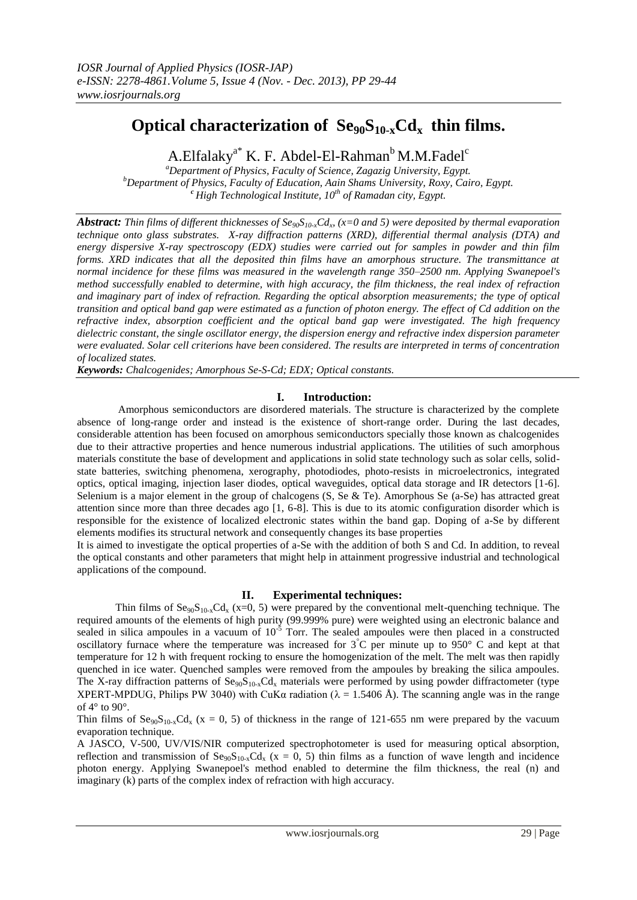# Optical characterization of $Se_{90}S_{10-x}Cd_x$ thin films.

A.Elfalaky[a*] K. F. Abdel-El-Rahman[b] M.M.Fadel[c]

[a]Department of Physics, Faculty of Science, Zagazig University, Egypt.
[b]Department of Physics, Faculty of Education, Aain Shams University, Roxy, Cairo, Egypt.
[c] High Technological Institute, 10[th] of Ramadan city, Egypt.

***Abstract:*** *Thin films of different thicknesses of $Se_{90}S_{10-x}Cd_x$, (x=0 and 5) were deposited by thermal evaporation technique onto glass substrates. X-ray diffraction patterns (XRD), differential thermal analysis (DTA) and energy dispersive X-ray spectroscopy (EDX) studies were carried out for samples in powder and thin film forms. XRD indicates that all the deposited thin films have an amorphous structure. The transmittance at normal incidence for these films was measured in the wavelength range 350–2500 nm. Applying Swanepoel's method successfully enabled to determine, with high accuracy, the film thickness, the real index of refraction and imaginary part of index of refraction. Regarding the optical absorption measurements; the type of optical transition and optical band gap were estimated as a function of photon energy. The effect of Cd addition on the refractive index, absorption coefficient and the optical band gap were investigated. The high frequency dielectric constant, the single oscillator energy, the dispersion energy and refractive index dispersion parameter were evaluated. Solar cell criterions have been considered. The results are interpreted in terms of concentration of localized states.*

***Keywords:*** *Chalcogenides; Amorphous Se-S-Cd; EDX; Optical constants.*

## I. Introduction:

Amorphous semiconductors are disordered materials. The structure is characterized by the complete absence of long-range order and instead is the existence of short-range order. During the last decades, considerable attention has been focused on amorphous semiconductors specially those known as chalcogenides due to their attractive properties and hence numerous industrial applications. The utilities of such amorphous materials constitute the base of development and applications in solid state technology such as solar cells, solid-state batteries, switching phenomena, xerography, photodiodes, photo-resists in microelectronics, integrated optics, optical imaging, injection laser diodes, optical waveguides, optical data storage and IR detectors [1-6]. Selenium is a major element in the group of chalcogens (S, Se & Te). Amorphous Se (a-Se) has attracted great attention since more than three decades ago [1, 6-8]. This is due to its atomic configuration disorder which is responsible for the existence of localized electronic states within the band gap. Doping of a-Se by different elements modifies its structural network and consequently changes its base properties

It is aimed to investigate the optical properties of a-Se with the addition of both S and Cd. In addition, to reveal the optical constants and other parameters that might help in attainment progressive industrial and technological applications of the compound.

## II. Experimental techniques:

Thin films of $Se_{90}S_{10-x}Cd_x$ (x=0, 5) were prepared by the conventional melt-quenching technique. The required amounts of the elements of high purity (99.999% pure) were weighted using an electronic balance and sealed in silica ampoules in a vacuum of $10^{-5}$ Torr. The sealed ampoules were then placed in a constructed oscillatory furnace where the temperature was increased for 3°C per minute up to 950° C and kept at that temperature for 12 h with frequent rocking to ensure the homogenization of the melt. The melt was then rapidly quenched in ice water. Quenched samples were removed from the ampoules by breaking the silica ampoules. The X-ray diffraction patterns of $Se_{90}S_{10-x}Cd_x$ materials were performed by using powder diffractometer (type XPERT-MPDUG, Philips PW 3040) with CuKα radiation (λ = 1.5406 Å). The scanning angle was in the range of 4° to 90°.

Thin films of $Se_{90}S_{10-x}Cd_x$ (x = 0, 5) of thickness in the range of 121-655 nm were prepared by the vacuum evaporation technique.

A JASCO, V-500, UV/VIS/NIR computerized spectrophotometer is used for measuring optical absorption, reflection and transmission of $Se_{90}S_{10-x}Cd_x$ (x = 0, 5) thin films as a function of wave length and incidence photon energy. Applying Swanepoel's method enabled to determine the film thickness, the real (n) and imaginary (k) parts of the complex index of refraction with high accuracy.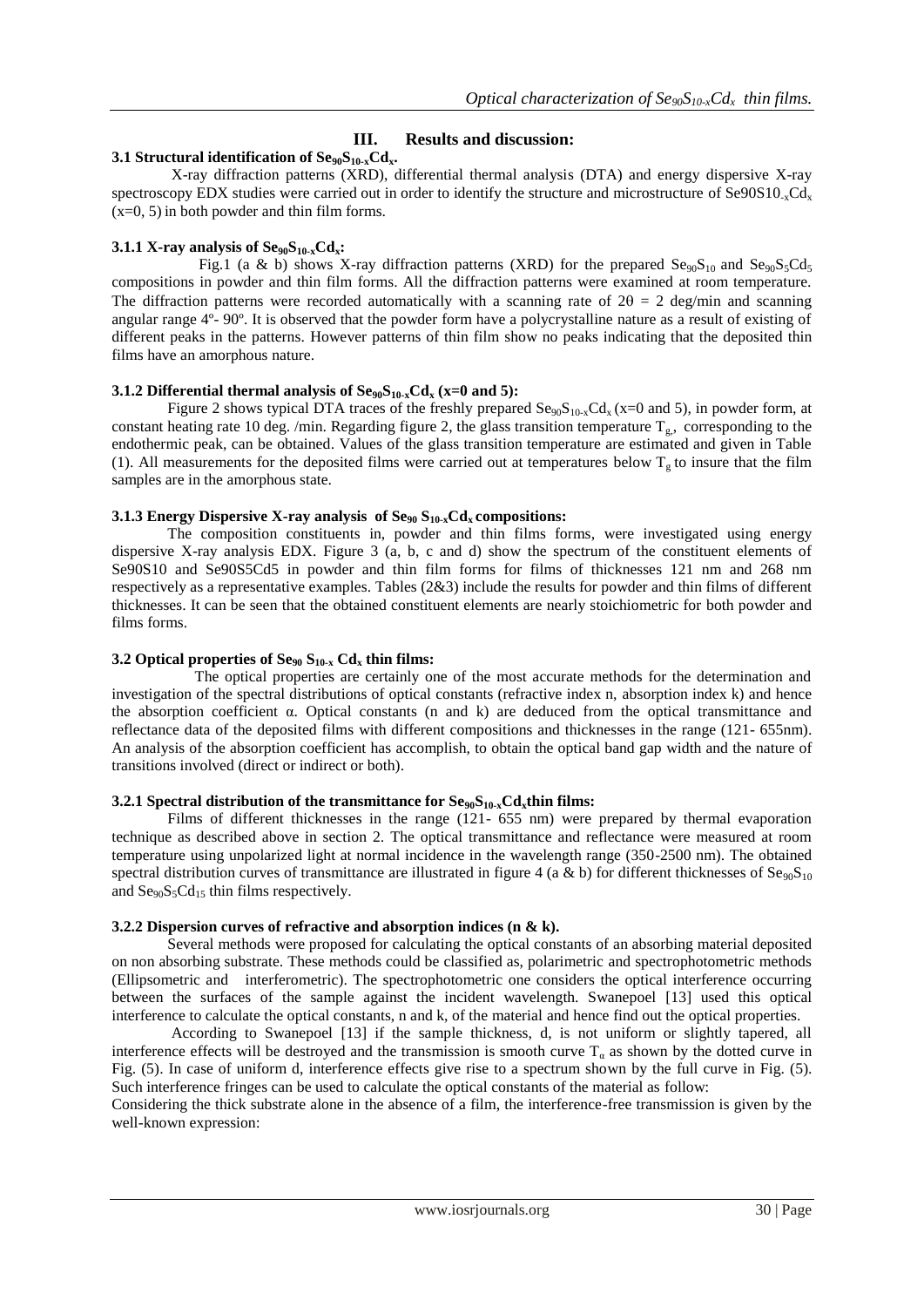## III. Results and discussion:

### 3.1 Structural identification of $Se_{90}S_{10-x}Cd_x$.

X-ray diffraction patterns (XRD), differential thermal analysis (DTA) and energy dispersive X-ray spectroscopy EDX studies were carried out in order to identify the structure and microstructure of $Se90S10_{-x}Cd_x$ (x=0, 5) in both powder and thin film forms.

### 3.1.1 X-ray analysis of $Se_{90}S_{10-x}Cd_x$:

Fig.1 (a & b) shows X-ray diffraction patterns (XRD) for the prepared $Se_{90}S_{10}$ and $Se_{90}S_5Cd_5$ compositions in powder and thin film forms. All the diffraction patterns were examined at room temperature. The diffraction patterns were recorded automatically with a scanning rate of $2\theta = 2$ deg/min and scanning angular range 4º- 90º. It is observed that the powder form have a polycrystalline nature as a result of existing of different peaks in the patterns. However patterns of thin film show no peaks indicating that the deposited thin films have an amorphous nature.

### 3.1.2 Differential thermal analysis of $Se_{90}S_{10-x}Cd_x$ (x=0 and 5):

Figure 2 shows typical DTA traces of the freshly prepared $Se_{90}S_{10-x}Cd_x$ (x=0 and 5), in powder form, at constant heating rate 10 deg. /min. Regarding figure 2, the glass transition temperature $T_g$, corresponding to the endothermic peak, can be obtained. Values of the glass transition temperature are estimated and given in Table (1). All measurements for the deposited films were carried out at temperatures below $T_g$ to insure that the film samples are in the amorphous state.

### 3.1.3 Energy Dispersive X-ray analysis of $Se_{90}$ $S_{10-x}Cd_x$ compositions:

The composition constituents in, powder and thin films forms, were investigated using energy dispersive X-ray analysis EDX. Figure 3 (a, b, c and d) show the spectrum of the constituent elements of Se90S10 and Se90S5Cd5 in powder and thin film forms for films of thicknesses 121 nm and 268 nm respectively as a representative examples. Tables (2&3) include the results for powder and thin films of different thicknesses. It can be seen that the obtained constituent elements are nearly stoichiometric for both powder and films forms.

### 3.2 Optical properties of $Se_{90}$ $S_{10-x}$ $Cd_x$ thin films:

The optical properties are certainly one of the most accurate methods for the determination and investigation of the spectral distributions of optical constants (refractive index n, absorption index k) and hence the absorption coefficient α. Optical constants (n and k) are deduced from the optical transmittance and reflectance data of the deposited films with different compositions and thicknesses in the range (121- 655nm). An analysis of the absorption coefficient has accomplish, to obtain the optical band gap width and the nature of transitions involved (direct or indirect or both).

### 3.2.1 Spectral distribution of the transmittance for $Se_{90}S_{10-x}Cd_x$thin films:

Films of different thicknesses in the range (121- 655 nm) were prepared by thermal evaporation technique as described above in section 2. The optical transmittance and reflectance were measured at room temperature using unpolarized light at normal incidence in the wavelength range (350-2500 nm). The obtained spectral distribution curves of transmittance are illustrated in figure 4 (a & b) for different thicknesses of $Se_{90}S_{10}$ and $Se_{90}S_5Cd_{15}$ thin films respectively.

### 3.2.2 Dispersion curves of refractive and absorption indices (n & k).

Several methods were proposed for calculating the optical constants of an absorbing material deposited on non absorbing substrate. These methods could be classified as, polarimetric and spectrophotometric methods (Ellipsometric and interferometric). The spectrophotometric one considers the optical interference occurring between the surfaces of the sample against the incident wavelength. Swanepoel [13] used this optical interference to calculate the optical constants, n and k, of the material and hence find out the optical properties.

According to Swanepoel [13] if the sample thickness, d, is not uniform or slightly tapered, all interference effects will be destroyed and the transmission is smooth curve $T_\alpha$ as shown by the dotted curve in Fig. (5). In case of uniform d, interference effects give rise to a spectrum shown by the full curve in Fig. (5). Such interference fringes can be used to calculate the optical constants of the material as follow:

Considering the thick substrate alone in the absence of a film, the interference-free transmission is given by the well-known expression: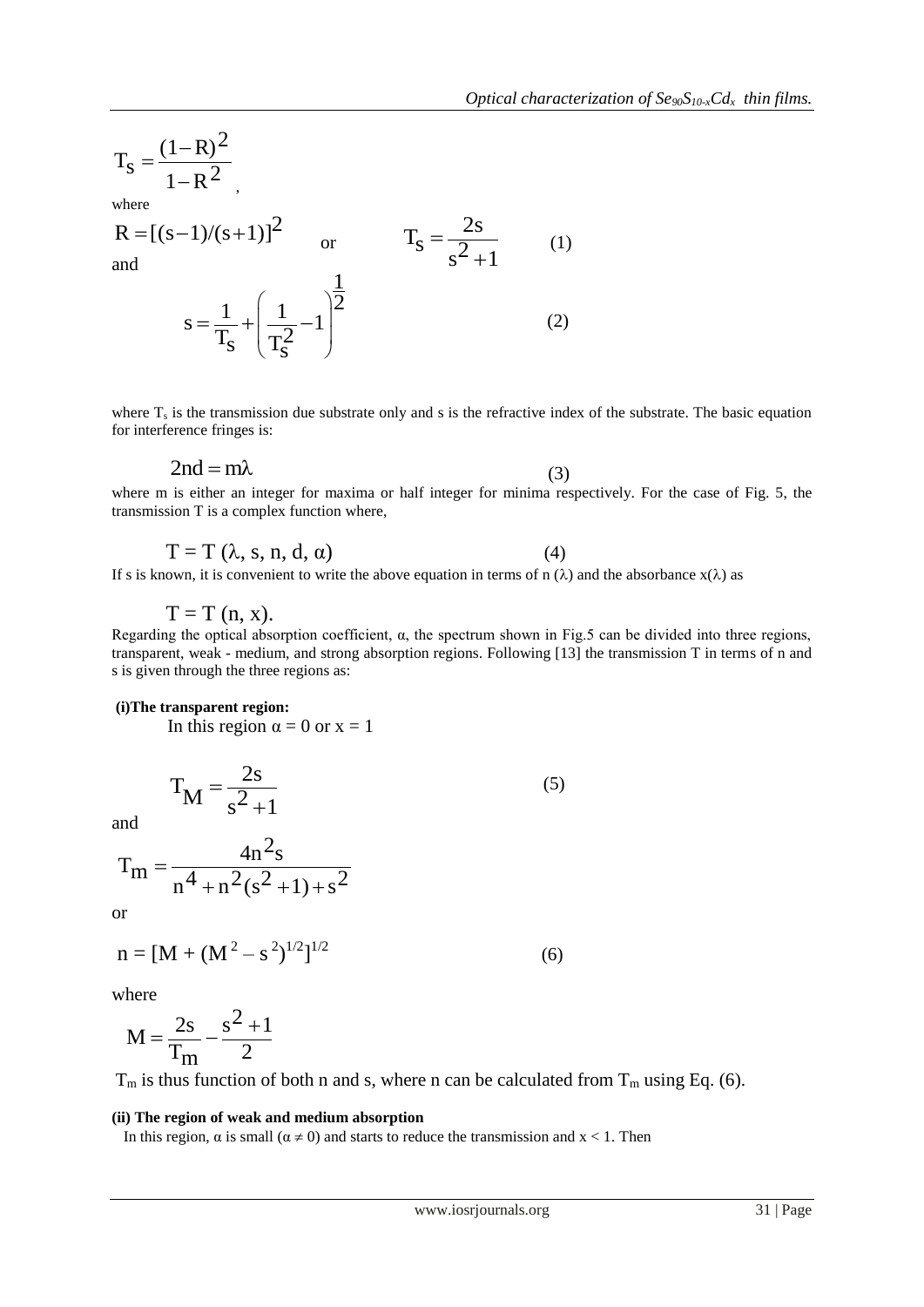$$T_S = \frac{(1-R)^2}{1-R^2},$$

where

$$R = [(s-1)/(s+1)]^2 \qquad \text{or} \qquad T_S = \frac{2s}{s^2+1} \qquad (1)$$

and

$$s = \frac{1}{T_S} + \left(\frac{1}{T_S^2} - 1\right)^{\frac{1}{2}} \qquad (2)$$

where $T_s$ is the transmission due substrate only and s is the refractive index of the substrate. The basic equation for interference fringes is:

$$2nd = m\lambda \qquad (3)$$

where m is either an integer for maxima or half integer for minima respectively. For the case of Fig. 5, the transmission T is a complex function where,

$$T = T(\lambda, s, n, d, \alpha) \qquad (4)$$

If s is known, it is convenient to write the above equation in terms of n ($\lambda$) and the absorbance $x(\lambda)$ as

$$T = T(n, x).$$

Regarding the optical absorption coefficient, $\alpha$, the spectrum shown in Fig.5 can be divided into three regions, transparent, weak - medium, and strong absorption regions. Following [13] the transmission T in terms of n and s is given through the three regions as:

**(i)The transparent region:**

In this region $\alpha = 0$ or $x = 1$

$$T_M = \frac{2s}{s^2+1} \qquad (5)$$

and

$$T_m = \frac{4n^2 s}{n^4 + n^2(s^2+1) + s^2}$$

or

$$n = [M + (M^2 - s^2)^{1/2}]^{1/2} \qquad (6)$$

where

$$M = \frac{2s}{T_m} - \frac{s^2+1}{2}$$

$T_m$ is thus function of both n and s, where n can be calculated from $T_m$ using Eq. (6).

**(ii) The region of weak and medium absorption**

In this region, $\alpha$ is small ($\alpha \neq 0$) and starts to reduce the transmission and $x < 1$. Then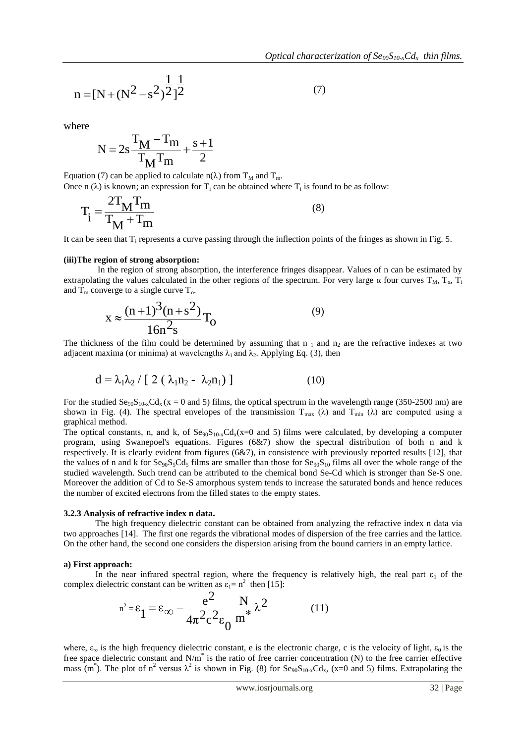$$n = [N + (N^2 - s^2)^{\frac{1}{2}}]^{\frac{1}{2}} \tag{7}$$

where

$$N = 2s\frac{T_M - T_m}{T_M T_m} + \frac{s+1}{2}$$

Equation (7) can be applied to calculate $n(\lambda)$ from $T_M$ and $T_m$.
Once n ($\lambda$) is known; an expression for $T_i$ can be obtained where $T_i$ is found to be as follow:

$$T_i = \frac{2T_M T_m}{T_M + T_m} \tag{8}$$

It can be seen that $T_i$ represents a curve passing through the inflection points of the fringes as shown in Fig. 5.

**(iii)The region of strong absorption:**

In the region of strong absorption, the interference fringes disappear. Values of n can be estimated by extrapolating the values calculated in the other regions of the spectrum. For very large $\alpha$ four curves $T_M$, $T_\alpha$, $T_i$ and $T_m$ converge to a single curve $T_o$.

$$x \approx \frac{(n+1)^3(n+s^2)}{16n^2 s}T_o \tag{9}$$

The thickness of the film could be determined by assuming that $n_1$ and $n_2$ are the refractive indexes at two adjacent maxima (or minima) at wavelengths $\lambda_1$ and $\lambda_2$. Applying Eq. (3), then

$$d = \lambda_1\lambda_2 / [\, 2\,(\lambda_1 n_2 - \lambda_2 n_1)\,] \tag{10}$$

For the studied $Se_{90}S_{10-x}Cd_x$ (x = 0 and 5) films, the optical spectrum in the wavelength range (350-2500 nm) are shown in Fig. (4). The spectral envelopes of the transmission $T_{max}$ ($\lambda$) and $T_{min}$ ($\lambda$) are computed using a graphical method.

The optical constants, n, and k, of $Se_{90}S_{10-x}Cd_x$(x=0 and 5) films were calculated, by developing a computer program, using Swanepoel's equations. Figures (6&7) show the spectral distribution of both n and k respectively. It is clearly evident from figures (6&7), in consistence with previously reported results [12], that the values of n and k for $Se_{90}S_5Cd_5$ films are smaller than those for $Se_{90}S_{10}$ films all over the whole range of the studied wavelength. Such trend can be attributed to the chemical bond Se-Cd which is stronger than Se-S one. Moreover the addition of Cd to Se-S amorphous system tends to increase the saturated bonds and hence reduces the number of excited electrons from the filled states to the empty states.

#### 3.2.3 Analysis of refractive index n data.

The high frequency dielectric constant can be obtained from analyzing the refractive index n data via two approaches [14]. The first one regards the vibrational modes of dispersion of the free carries and the lattice. On the other hand, the second one considers the dispersion arising from the bound carriers in an empty lattice.

**a) First approach:**

In the near infrared spectral region, where the frequency is relatively high, the real part $\varepsilon_1$ of the complex dielectric constant can be written as $\varepsilon_1 = n^2$ then [15]:

$$n^2 = \varepsilon_1 = \varepsilon_\infty - \frac{e^2}{4\pi^2 c^2 \varepsilon_0}\frac{N}{m^*}\lambda^2 \tag{11}$$

where, $\varepsilon_\infty$ is the high frequency dielectric constant, e is the electronic charge, c is the velocity of light, $\varepsilon_0$ is the free space dielectric constant and $N/m^*$ is the ratio of free carrier concentration (N) to the free carrier effective mass ($m^*$). The plot of $n^2$ versus $\lambda^2$ is shown in Fig. (8) for $Se_{90}S_{10-x}Cd_x$, (x=0 and 5) films. Extrapolating the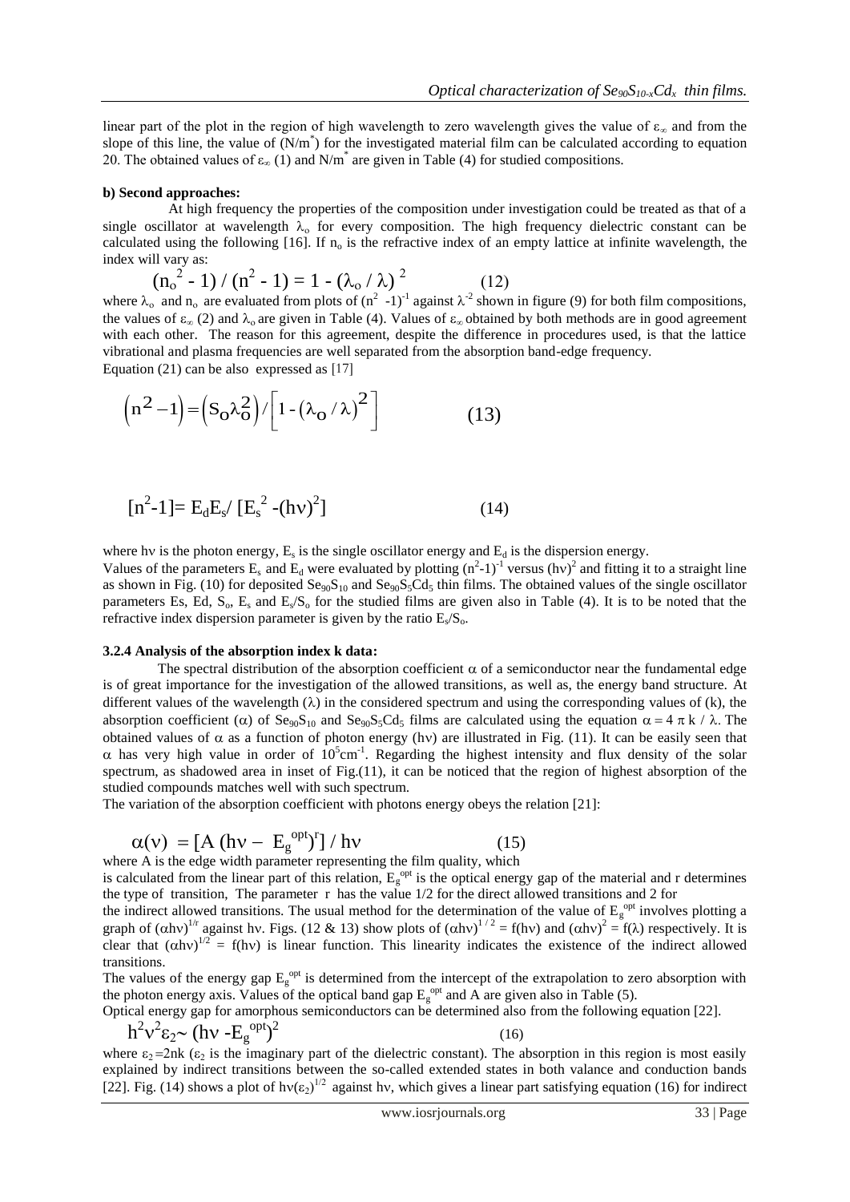linear part of the plot in the region of high wavelength to zero wavelength gives the value of $\varepsilon_\infty$ and from the slope of this line, the value of $(N/m^*)$ for the investigated material film can be calculated according to equation 20. The obtained values of $\varepsilon_\infty$ (1) and $N/m^*$ are given in Table (4) for studied compositions.

**b) Second approaches:**

At high frequency the properties of the composition under investigation could be treated as that of a single oscillator at wavelength $\lambda_o$ for every composition. The high frequency dielectric constant can be calculated using the following [16]. If $n_o$ is the refractive index of an empty lattice at infinite wavelength, the index will vary as:

$$(n_o^2 - 1) / (n^2 - 1) = 1 - (\lambda_o / \lambda)^2 \qquad (12)$$

where $\lambda_o$ and $n_o$ are evaluated from plots of $(n^2 -1)^{-1}$ against $\lambda^{-2}$ shown in figure (9) for both film compositions, the values of $\varepsilon_\infty$ (2) and $\lambda_o$ are given in Table (4). Values of $\varepsilon_\infty$ obtained by both methods are in good agreement with each other. The reason for this agreement, despite the difference in procedures used, is that the lattice vibrational and plasma frequencies are well separated from the absorption band-edge frequency.

Equation (21) can be also expressed as [17]

$$\left(n^2 - 1\right) = \left(S_o \lambda_o^2\right) / \left[1 - \left(\lambda_o / \lambda\right)^2\right] \qquad (13)$$

$$[n^2-1] = E_d E_s / [E_s^2 - (h\nu)^2] \qquad (14)$$

where $h\nu$ is the photon energy, $E_s$ is the single oscillator energy and $E_d$ is the dispersion energy.

Values of the parameters $E_s$ and $E_d$ were evaluated by plotting $(n^2-1)^{-1}$ versus $(h\nu)^2$ and fitting it to a straight line as shown in Fig. (10) for deposited $Se_{90}S_{10}$ and $Se_{90}S_5Cd_5$ thin films. The obtained values of the single oscillator parameters Es, Ed, $S_o$, $E_s$ and $E_s/S_o$ for the studied films are given also in Table (4). It is to be noted that the refractive index dispersion parameter is given by the ratio $E_s/S_o$.

### 3.2.4 Analysis of the absorption index k data:

The spectral distribution of the absorption coefficient $\alpha$ of a semiconductor near the fundamental edge is of great importance for the investigation of the allowed transitions, as well as, the energy band structure. At different values of the wavelength ($\lambda$) in the considered spectrum and using the corresponding values of (k), the absorption coefficient ($\alpha$) of $Se_{90}S_{10}$ and $Se_{90}S_5Cd_5$ films are calculated using the equation $\alpha = 4 \pi k / \lambda$. The obtained values of $\alpha$ as a function of photon energy ($h\nu$) are illustrated in Fig. (11). It can be easily seen that $\alpha$ has very high value in order of $10^5 cm^{-1}$. Regarding the highest intensity and flux density of the solar spectrum, as shadowed area in inset of Fig.(11), it can be noticed that the region of highest absorption of the studied compounds matches well with such spectrum.

The variation of the absorption coefficient with photons energy obeys the relation [21]:

$$\alpha(\nu) = [A (h\nu - E_g^{opt})^r] / h\nu \qquad (15)$$

where A is the edge width parameter representing the film quality, which is calculated from the linear part of this relation, $E_g^{opt}$ is the optical energy gap of the material and r determines the type of transition, The parameter r has the value 1/2 for the direct allowed transitions and 2 for the indirect allowed transitions. The usual method for the determination of the value of $E_g^{opt}$ involves plotting a graph of $(\alpha h\nu)^{1/r}$ against $h\nu$. Figs. (12 & 13) show plots of $(\alpha h\nu)^{1/2} = f(h\nu)$ and $(\alpha h\nu)^2 = f(\lambda)$ respectively. It is clear that $(\alpha h\nu)^{1/2} = f(h\nu)$ is linear function. This linearity indicates the existence of the indirect allowed transitions.

The values of the energy gap $E_g^{opt}$ is determined from the intercept of the extrapolation to zero absorption with the photon energy axis. Values of the optical band gap $E_g^{opt}$ and A are given also in Table (5).

Optical energy gap for amorphous semiconductors can be determined also from the following equation [22].

$$h^2\nu^2\varepsilon_2 \sim (h\nu - E_g^{opt})^2 \qquad (16)$$

where $\varepsilon_2 = 2nk$ ($\varepsilon_2$ is the imaginary part of the dielectric constant). The absorption in this region is most easily explained by indirect transitions between the so-called extended states in both valance and conduction bands [22]. Fig. (14) shows a plot of $h\nu(\varepsilon_2)^{1/2}$ against $h\nu$, which gives a linear part satisfying equation (16) for indirect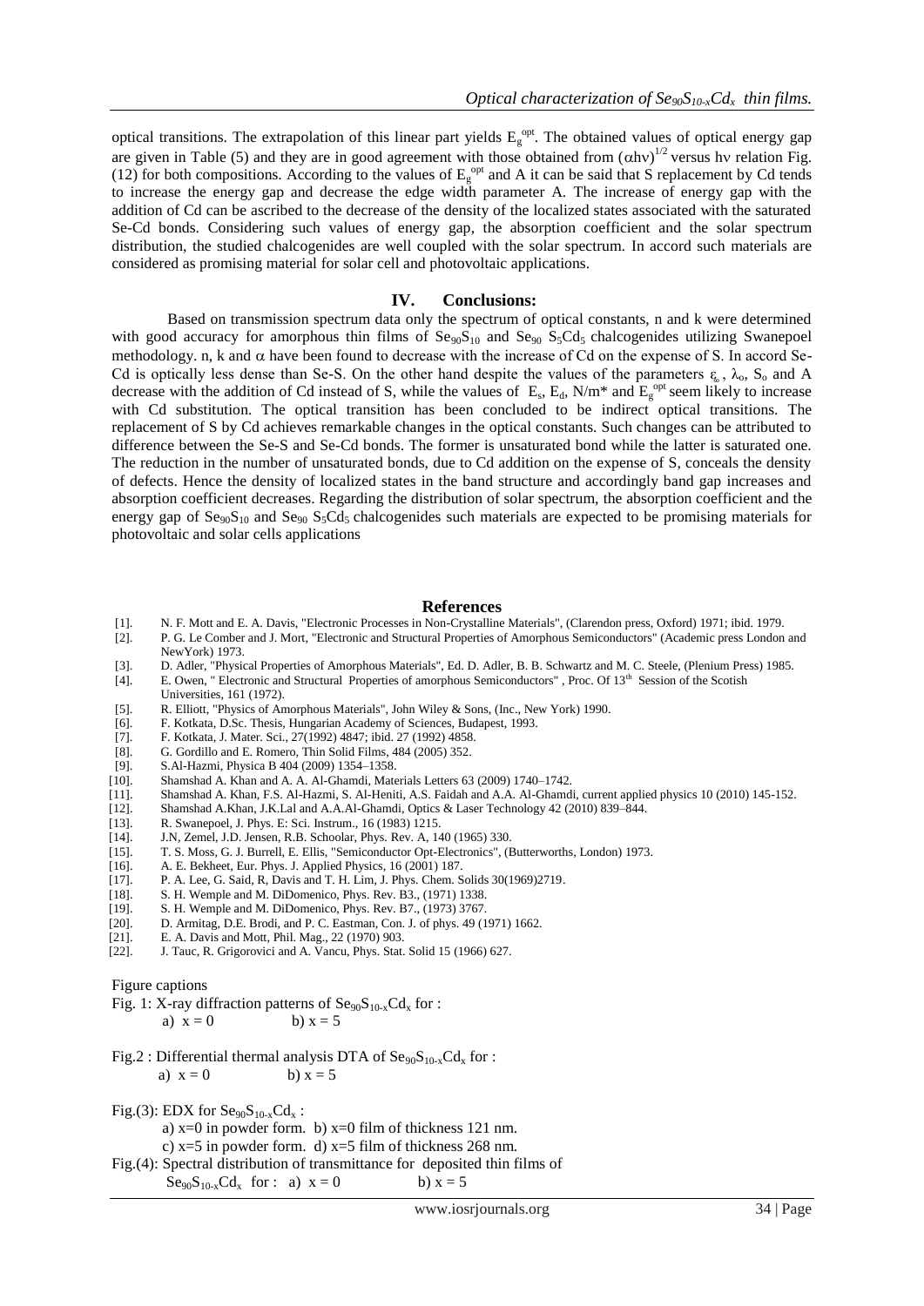optical transitions. The extrapolation of this linear part yields $E_g^{opt}$. The obtained values of optical energy gap are given in Table (5) and they are in good agreement with those obtained from $(\alpha h\nu)^{1/2}$ versus hν relation Fig. (12) for both compositions. According to the values of $E_g^{opt}$ and A it can be said that S replacement by Cd tends to increase the energy gap and decrease the edge width parameter A. The increase of energy gap with the addition of Cd can be ascribed to the decrease of the density of the localized states associated with the saturated Se-Cd bonds. Considering such values of energy gap, the absorption coefficient and the solar spectrum distribution, the studied chalcogenides are well coupled with the solar spectrum. In accord such materials are considered as promising material for solar cell and photovoltaic applications.

## IV. Conclusions:

Based on transmission spectrum data only the spectrum of optical constants, n and k were determined with good accuracy for amorphous thin films of $Se_{90}S_{10}$ and $Se_{90}S_5Cd_5$ chalcogenides utilizing Swanepoel methodology. n, k and α have been found to decrease with the increase of Cd on the expense of S. In accord Se-Cd is optically less dense than Se-S. On the other hand despite the values of the parameters $\varepsilon_\infty$, $\lambda_o$, $S_o$ and A decrease with the addition of Cd instead of S, while the values of $E_s$, $E_d$, N/m* and $E_g^{opt}$ seem likely to increase with Cd substitution. The optical transition has been concluded to be indirect optical transitions. The replacement of S by Cd achieves remarkable changes in the optical constants. Such changes can be attributed to difference between the Se-S and Se-Cd bonds. The former is unsaturated bond while the latter is saturated one. The reduction in the number of unsaturated bonds, due to Cd addition on the expense of S, conceals the density of defects. Hence the density of localized states in the band structure and accordingly band gap increases and absorption coefficient decreases. Regarding the distribution of solar spectrum, the absorption coefficient and the energy gap of $Se_{90}S_{10}$ and $Se_{90}S_5Cd_5$ chalcogenides such materials are expected to be promising materials for photovoltaic and solar cells applications

## References

[1]. N. F. Mott and E. A. Davis, "Electronic Processes in Non-Crystalline Materials", (Clarendon press, Oxford) 1971; ibid. 1979.
[2]. P. G. Le Comber and J. Mort, "Electronic and Structural Properties of Amorphous Semiconductors" (Academic press London and NewYork) 1973.
[3]. D. Adler, "Physical Properties of Amorphous Materials", Ed. D. Adler, B. B. Schwartz and M. C. Steele, (Plenium Press) 1985.
[4]. E. Owen, " Electronic and Structural Properties of amorphous Semiconductors" , Proc. Of 13th Session of the Scotish Universities, 161 (1972).
[5]. R. Elliott, "Physics of Amorphous Materials", John Wiley & Sons, (Inc., New York) 1990.
[6]. F. Kotkata, D.Sc. Thesis, Hungarian Academy of Sciences, Budapest, 1993.
[7]. F. Kotkata, J. Mater. Sci., 27(1992) 4847; ibid. 27 (1992) 4858.
[8]. G. Gordillo and E. Romero, Thin Solid Films, 484 (2005) 352.
[9]. S.Al-Hazmi, Physica B 404 (2009) 1354–1358.
[10]. Shamshad A. Khan and A. A. Al-Ghamdi, Materials Letters 63 (2009) 1740–1742.
[11]. Shamshad A. Khan, F.S. Al-Hazmi, S. Al-Heniti, A.S. Faidah and A.A. Al-Ghamdi, current applied physics 10 (2010) 145-152.
[12]. Shamshad A.Khan, J.K.Lal and A.A.Al-Ghamdi, Optics & Laser Technology 42 (2010) 839–844.
[13]. R. Swanepoel, J. Phys. E: Sci. Instrum., 16 (1983) 1215.
[14]. J.N, Zemel, J.D. Jensen, R.B. Schoolar, Phys. Rev. A, 140 (1965) 330.
[15]. T. S. Moss, G. J. Burrell, E. Ellis, "Semiconductor Opt-Electronics", (Butterworths, London) 1973.
[16]. A. E. Bekheet, Eur. Phys. J. Applied Physics, 16 (2001) 187.
[17]. P. A. Lee, G. Said, R, Davis and T. H. Lim, J. Phys. Chem. Solids 30(1969)2719.
[18]. S. H. Wemple and M. DiDomenico, Phys. Rev. B3., (1971) 1338.
[19]. S. H. Wemple and M. DiDomenico, Phys. Rev. B7., (1973) 3767.
[20]. D. Armitag, D.E. Brodi, and P. C. Eastman, Con. J. of phys. 49 (1971) 1662.
[21]. E. A. Davis and Mott, Phil. Mag., 22 (1970) 903.
[22]. J. Tauc, R. Grigorovici and A. Vancu, Phys. Stat. Solid 15 (1966) 627.

Figure captions

Fig. 1: X-ray diffraction patterns of $Se_{90}S_{10-x}Cd_x$ for :
a) x = 0 b) x = 5

Fig.2 : Differential thermal analysis DTA of $Se_{90}S_{10-x}Cd_x$ for :
a) x = 0 b) x = 5

Fig.(3): EDX for $Se_{90}S_{10-x}Cd_x$ :
a) x=0 in powder form. b) x=0 film of thickness 121 nm.
c) x=5 in powder form. d) x=5 film of thickness 268 nm.

Fig.(4): Spectral distribution of transmittance for deposited thin films of $Se_{90}S_{10-x}Cd_x$ for : a) x = 0 b) x = 5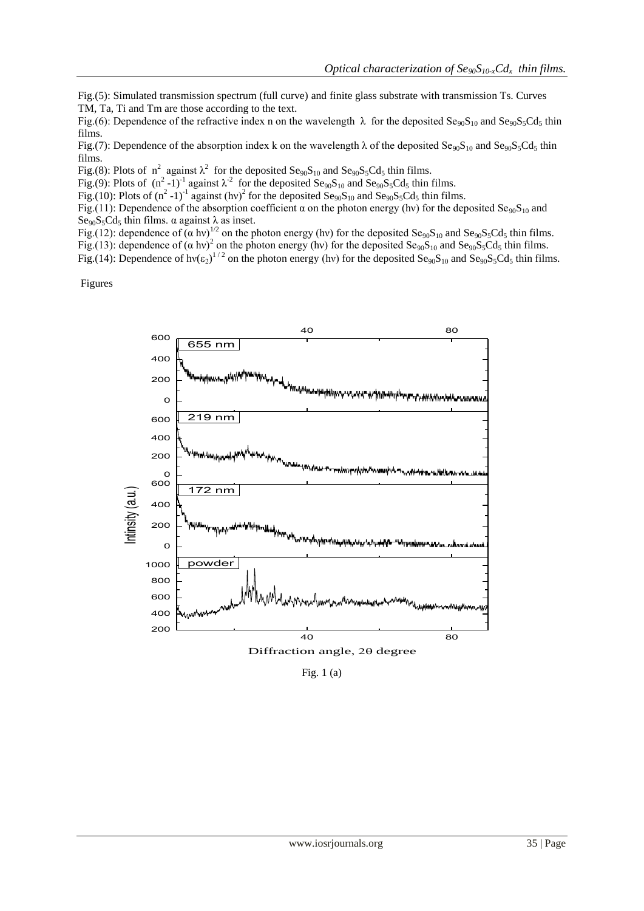Fig.(5): Simulated transmission spectrum (full curve) and finite glass substrate with transmission Ts. Curves TM, Ta, Ti and Tm are those according to the text.

Fig.(6): Dependence of the refractive index n on the wavelength $\lambda$ for the deposited $Se_{90}S_{10}$ and $Se_{90}S_5Cd_5$ thin films.

Fig.(7): Dependence of the absorption index k on the wavelength $\lambda$ of the deposited $Se_{90}S_{10}$ and $Se_{90}S_5Cd_5$ thin films.

Fig.(8): Plots of $n^2$ against $\lambda^2$ for the deposited $Se_{90}S_{10}$ and $Se_{90}S_5Cd_5$ thin films.

Fig.(9): Plots of $(n^2 -1)^{-1}$ against $\lambda^{-2}$ for the deposited $Se_{90}S_{10}$ and $Se_{90}S_5Cd_5$ thin films.

Fig.(10): Plots of $(n^2 -1)^{-1}$ against $(h\nu)^2$ for the deposited $Se_{90}S_{10}$ and $Se_{90}S_5Cd_5$ thin films.

Fig.(11): Dependence of the absorption coefficient $\alpha$ on the photon energy ($h\nu$) for the deposited $Se_{90}S_{10}$ and $Se_{90}S_5Cd_5$ thin films. $\alpha$ against $\lambda$ as inset.

Fig.(12): dependence of $(\alpha h\nu)^{1/2}$ on the photon energy ($h\nu$) for the deposited $Se_{90}S_{10}$ and $Se_{90}S_5Cd_5$ thin films.

Fig.(13): dependence of $(\alpha h\nu)^2$ on the photon energy ($h\nu$) for the deposited $Se_{90}S_{10}$ and $Se_{90}S_5Cd_5$ thin films.

Fig.(14): Dependence of $h\nu(\varepsilon_2)^{1/2}$ on the photon energy ($h\nu$) for the deposited $Se_{90}S_{10}$ and $Se_{90}S_5Cd_5$ thin films.

Figures

Fig. 1 (a)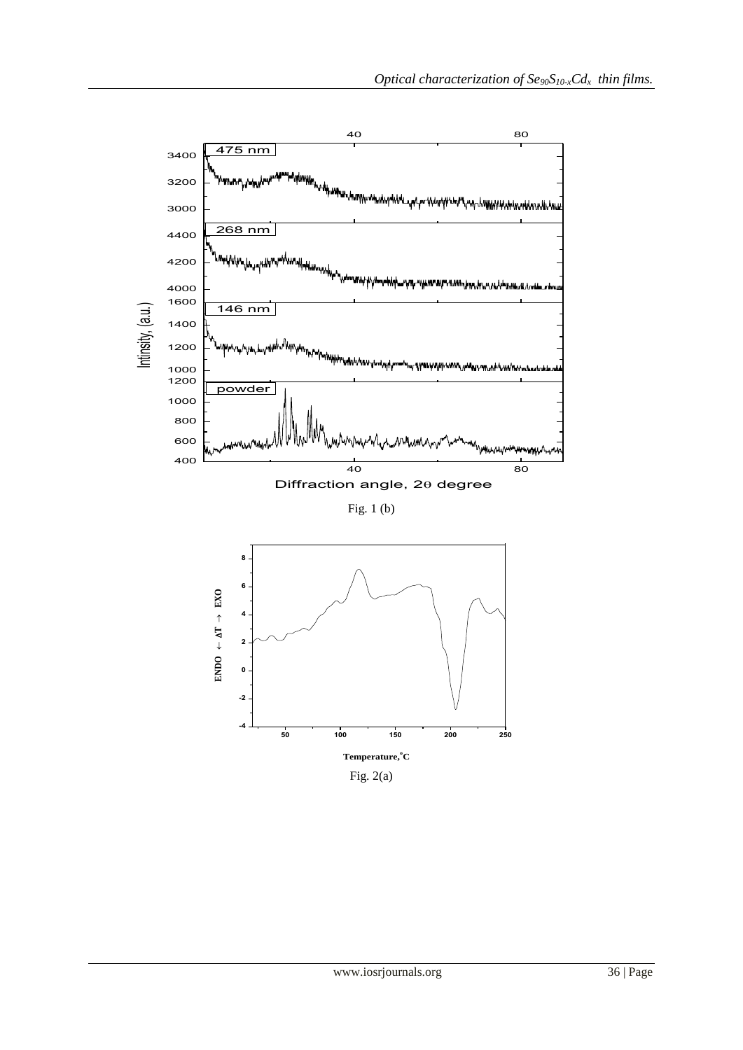Fig. 1 (b)

Fig. 2(a)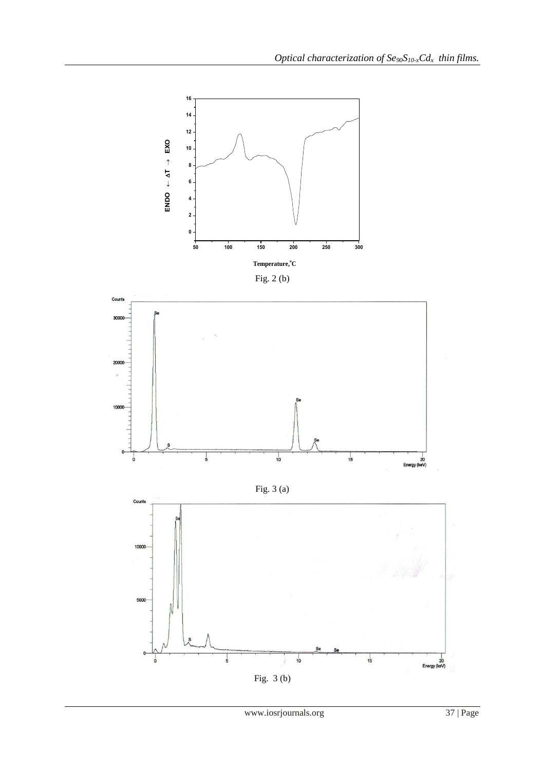Fig. 2 (b)

Fig. 3 (a)

Fig. 3 (b)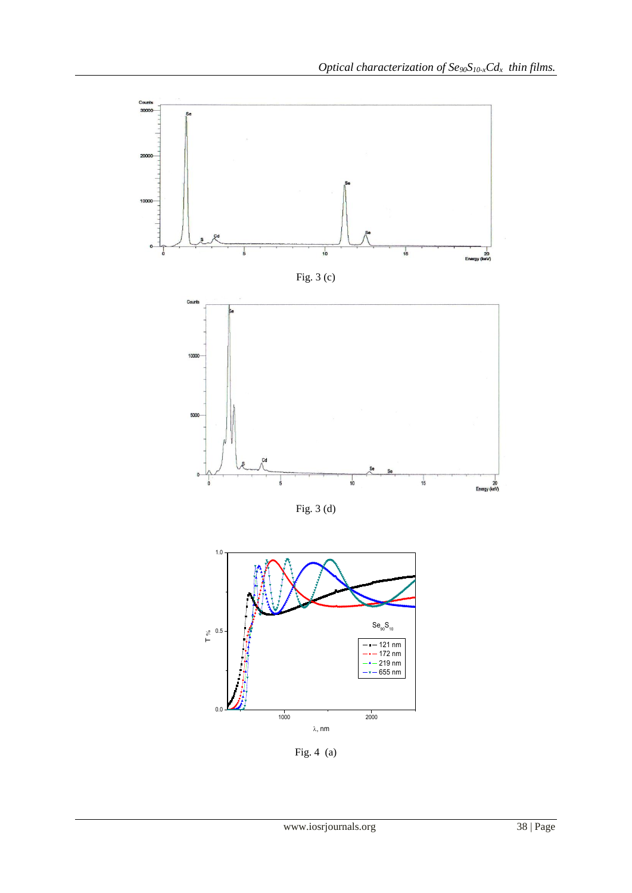Fig. 3 (c)

Fig. 3 (d)

Fig. 4 (a)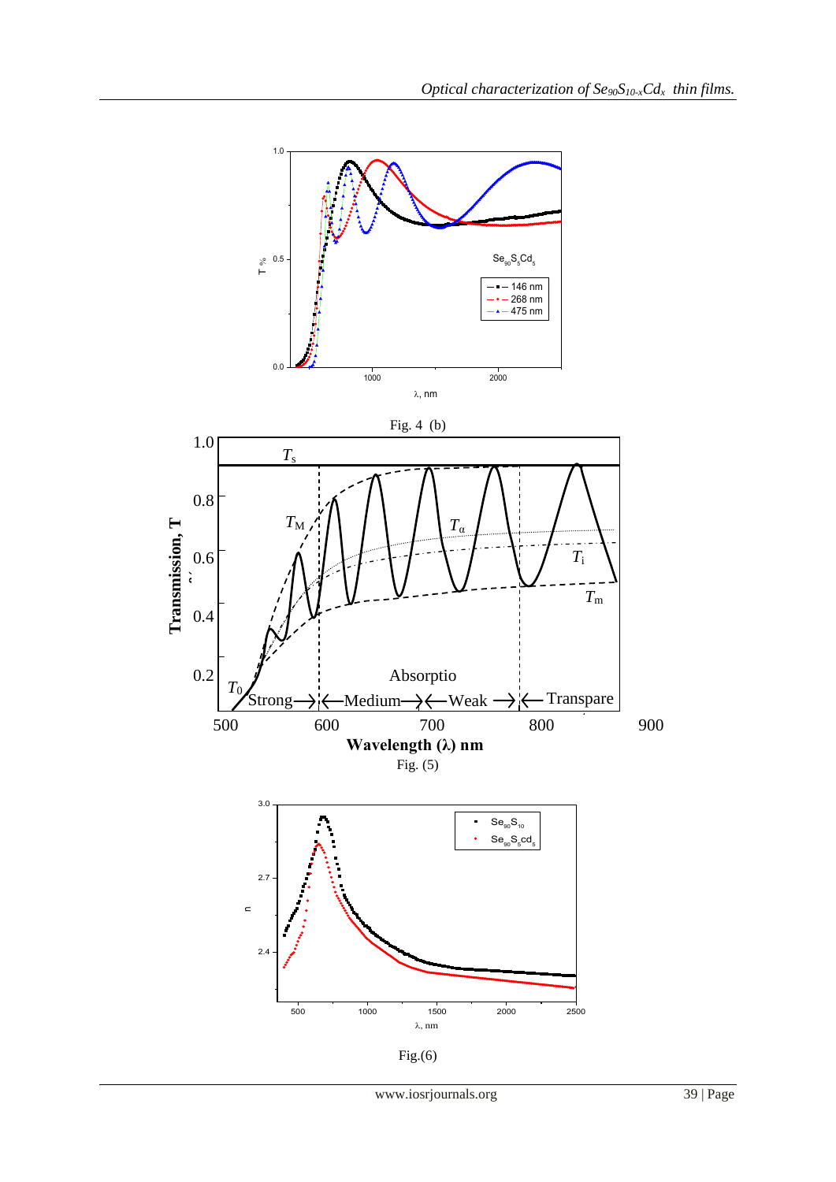Fig. 4 (b)

Fig. (5)

Fig.(6)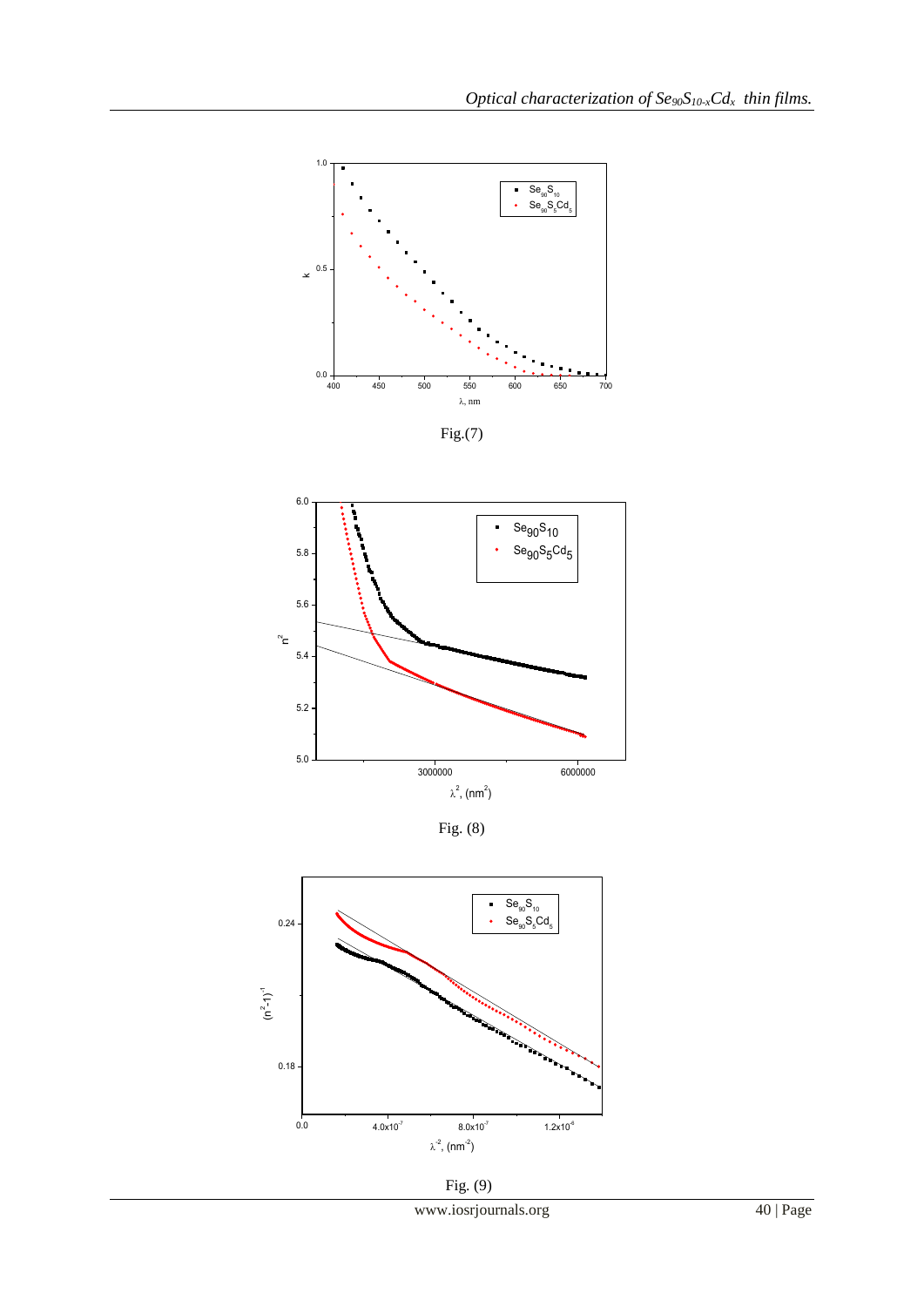Fig.(7)

Fig. (8)

Fig. (9)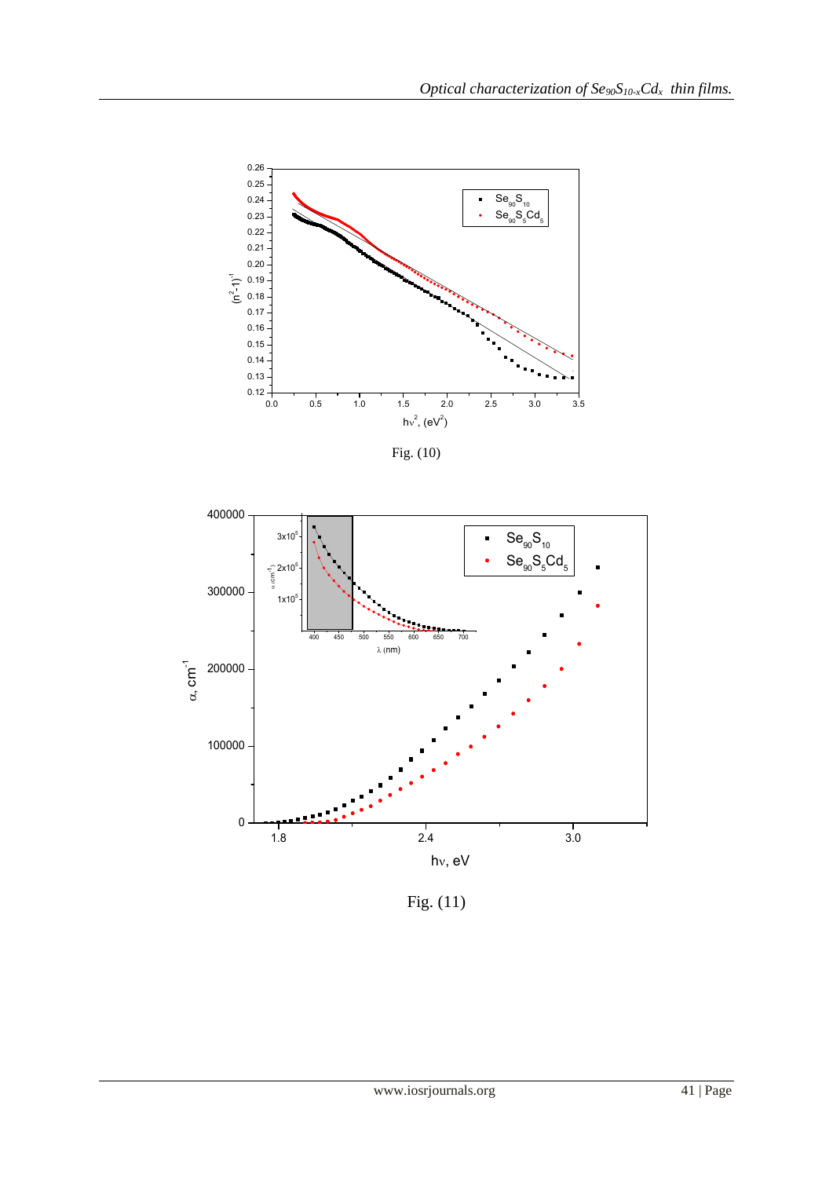Fig. (10)

Fig. (11)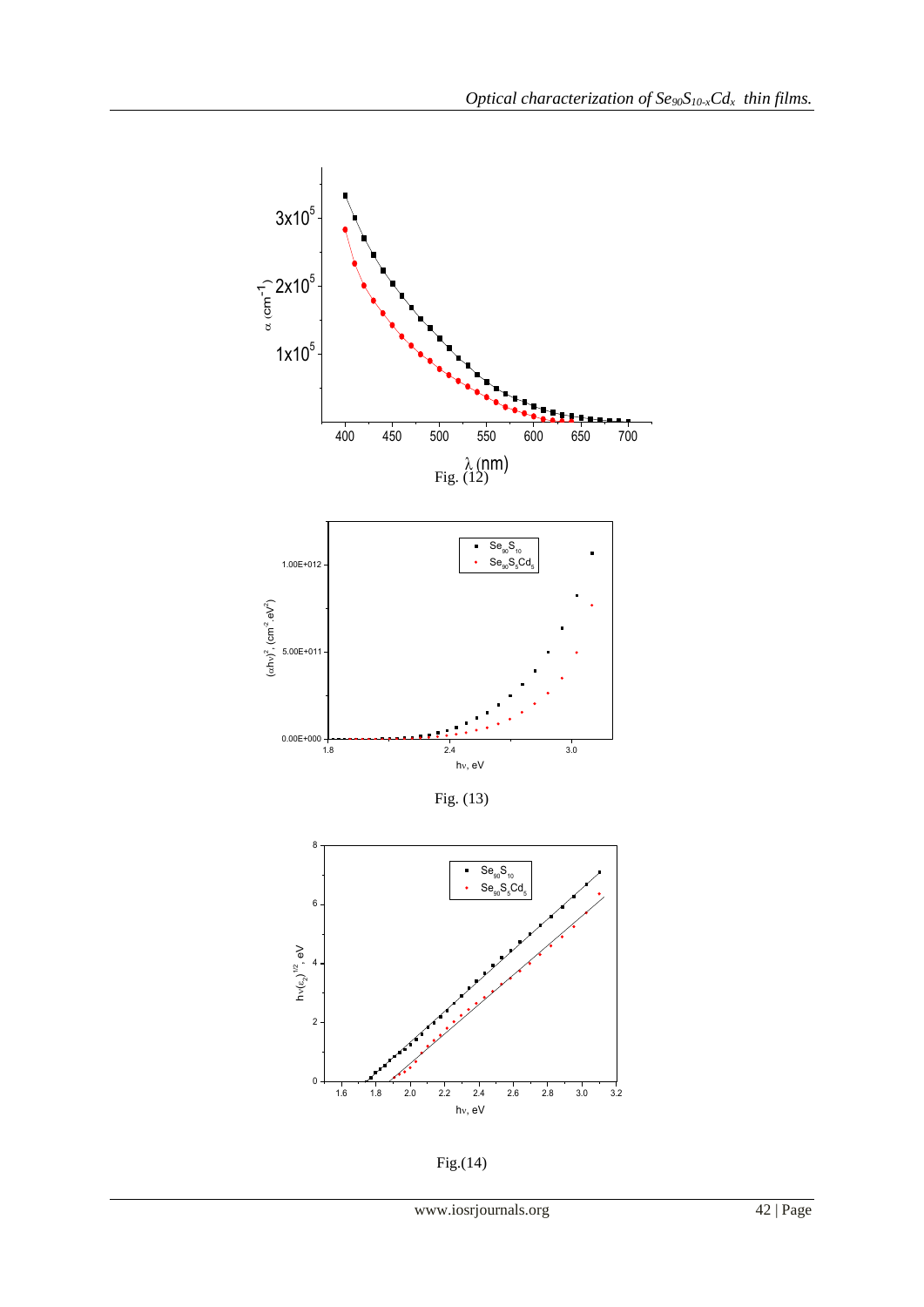Fig. (12)

Fig. (13)

Fig.(14)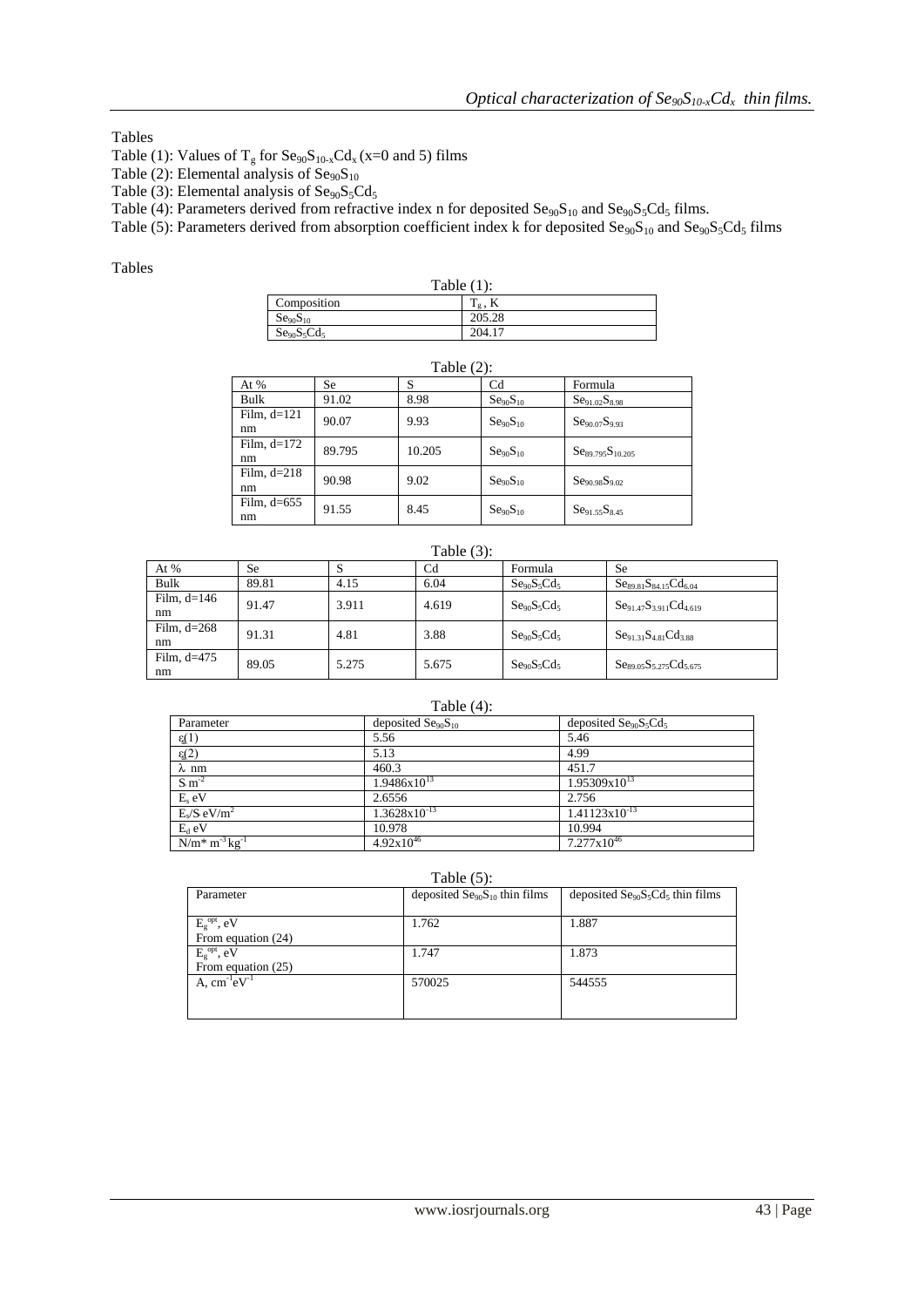Tables

Table (1): Values of $T_g$ for $Se_{90}S_{10-x}Cd_x$ (x=0 and 5) films

Table (2): Elemental analysis of $Se_{90}S_{10}$

Table (3): Elemental analysis of $Se_{90}S_5Cd_5$

Table (4): Parameters derived from refractive index n for deposited $Se_{90}S_{10}$ and $Se_{90}S_5Cd_5$ films.

Table (5): Parameters derived from absorption coefficient index k for deposited $Se_{90}S_{10}$ and $Se_{90}S_5Cd_5$ films

Tables

Table (1):

| Composition | $T_g$, K |
|---|---|
| $Se_{90}S_{10}$ | 205.28 |
| $Se_{90}S_5Cd_5$ | 204.17 |

Table (2):

| At % | Se | S | Cd | Formula |
|---|---|---|---|---|
| Bulk | 91.02 | 8.98 | $Se_{90}S_{10}$ | $Se_{91.02}S_{8.98}$ |
| Film, d=121 nm | 90.07 | 9.93 | $Se_{90}S_{10}$ | $Se_{90.07}S_{9.93}$ |
| Film, d=172 nm | 89.795 | 10.205 | $Se_{90}S_{10}$ | $Se_{89.795}S_{10.205}$ |
| Film, d=218 nm | 90.98 | 9.02 | $Se_{90}S_{10}$ | $Se_{90.98}S_{9.02}$ |
| Film, d=655 nm | 91.55 | 8.45 | $Se_{90}S_{10}$ | $Se_{91.55}S_{8.45}$ |

Table (3):

| At % | Se | S | Cd | Formula | Se |
|---|---|---|---|---|---|
| Bulk | 89.81 | 4.15 | 6.04 | $Se_{90}S_5Cd_5$ | $Se_{89.81}S_{84.15}Cd_{6.04}$ |
| Film, d=146 nm | 91.47 | 3.911 | 4.619 | $Se_{90}S_5Cd_5$ | $Se_{91.47}S_{3.911}Cd_{4.619}$ |
| Film, d=268 nm | 91.31 | 4.81 | 3.88 | $Se_{90}S_5Cd_5$ | $Se_{91.31}S_{4.81}Cd_{3.88}$ |
| Film, d=475 nm | 89.05 | 5.275 | 5.675 | $Se_{90}S_5Cd_5$ | $Se_{89.05}S_{5.275}Cd_{5.675}$ |

Table (4):

| Parameter | deposited $Se_{90}S_{10}$ | deposited $Se_{90}S_5Cd_5$ |
|---|---|---|
| $\varepsilon(1)$ | 5.56 | 5.46 |
| $\varepsilon(2)$ | 5.13 | 4.99 |
| $\lambda$ nm | 460.3 | 451.7 |
| $S\ m^{-2}$ | $1.9486\times10^{13}$ | $1.95309\times10^{13}$ |
| $E_s$ eV | 2.6556 | 2.756 |
| $E_s/S$ eV/m$^2$ | $1.3628\times10^{-13}$ | $1.41123\times10^{-13}$ |
| $E_d$ eV | 10.978 | 10.994 |
| $N/m^*\ m^{-3}\,kg^{-1}$ | $4.92\times10^{46}$ | $7.277\times10^{46}$ |

Table (5):

| Parameter | deposited $Se_{90}S_{10}$ thin films | deposited $Se_{90}S_5Cd_5$ thin films |
|---|---|---|
| $E_g^{opt}$, eV From equation (24) | 1.762 | 1.887 |
| $E_g^{opt}$, eV From equation (25) | 1.747 | 1.873 |
| A, $cm^{-1}eV^{-1}$ | 570025 | 544555 |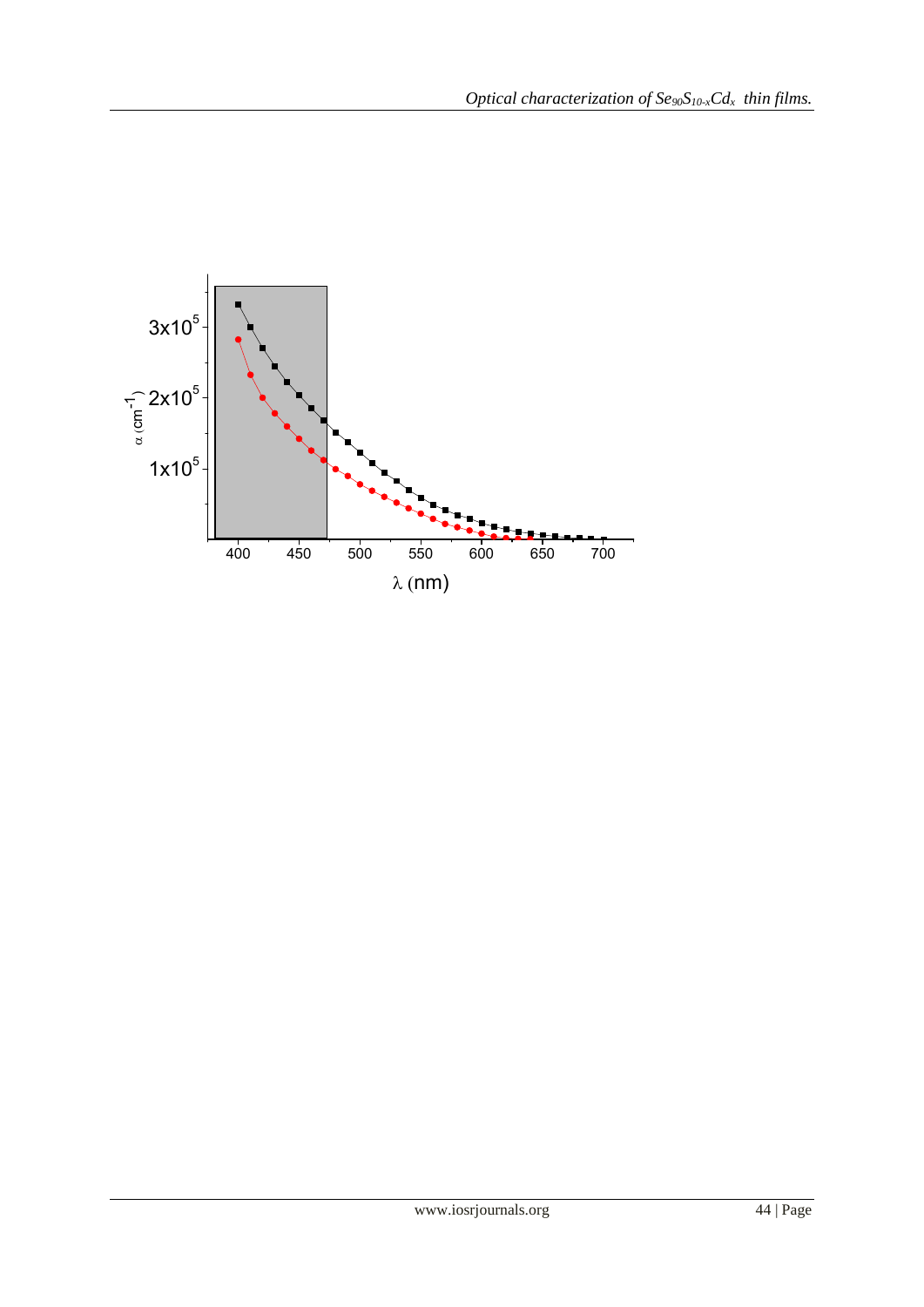3x10^5

2x10^5

1x10^5

α (cm^-1)

400 450 500 550 600 650 700

λ (nm)